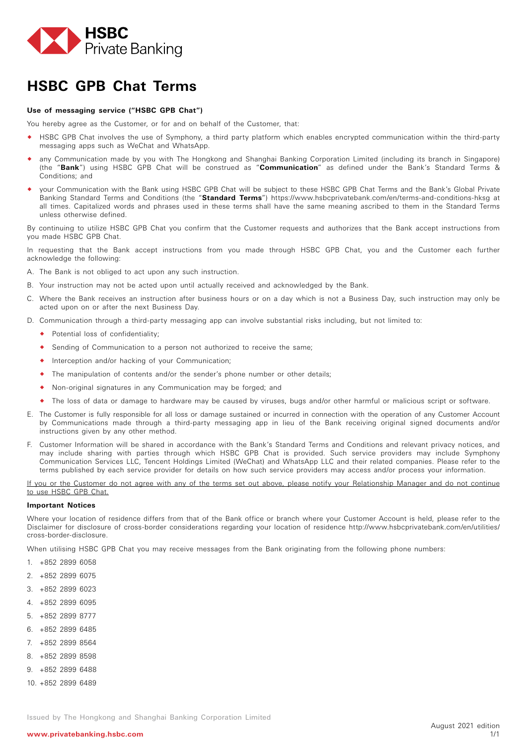HSBC Private Banking

# HSBC GPB Chat Terms

**Use of messaging service ("HSBC GPB Chat")**

You hereby agree as the Customer, or for and on behalf of the Customer, that:

- HSBC GPB Chat involves the use of Symphony, a third party platform which enables encrypted communication within the third-party messaging apps such as WeChat and WhatsApp.
- any Communication made by you with The Hongkong and Shanghai Banking Corporation Limited (including its branch in Singapore) (the "**Bank**") using HSBC GPB Chat will be construed as "**Communication**" as defined under the Bank's Standard Terms & Conditions; and
- your Communication with the Bank using HSBC GPB Chat will be subject to these HSBC GPB Chat Terms and the Bank's Global Private Banking Standard Terms and Conditions (the "**Standard Terms**") https://www.hsbcprivatebank.com/en/terms-and-conditions-hksg at all times. Capitalized words and phrases used in these terms shall have the same meaning ascribed to them in the Standard Terms unless otherwise defined.

By continuing to utilize HSBC GPB Chat you confirm that the Customer requests and authorizes that the Bank accept instructions from you made HSBC GPB Chat.

In requesting that the Bank accept instructions from you made through HSBC GPB Chat, you and the Customer each further acknowledge the following:

A. The Bank is not obliged to act upon any such instruction.

B. Your instruction may not be acted upon until actually received and acknowledged by the Bank.

C. Where the Bank receives an instruction after business hours or on a day which is not a Business Day, such instruction may only be acted upon on or after the next Business Day.

D. Communication through a third-party messaging app can involve substantial risks including, but not limited to:
   - Potential loss of confidentiality;
   - Sending of Communication to a person not authorized to receive the same;
   - Interception and/or hacking of your Communication;
   - The manipulation of contents and/or the sender's phone number or other details;
   - Non-original signatures in any Communication may be forged; and
   - The loss of data or damage to hardware may be caused by viruses, bugs and/or other harmful or malicious script or software.

E. The Customer is fully responsible for all loss or damage sustained or incurred in connection with the operation of any Customer Account by Communications made through a third-party messaging app in lieu of the Bank receiving original signed documents and/or instructions given by any other method.

F. Customer Information will be shared in accordance with the Bank's Standard Terms and Conditions and relevant privacy notices, and may include sharing with parties through which HSBC GPB Chat is provided. Such service providers may include Symphony Communication Services LLC, Tencent Holdings Limited (WeChat) and WhatsApp LLC and their related companies. Please refer to the terms published by each service provider for details on how such service providers may access and/or process your information.

<u>If you or the Customer do not agree with any of the terms set out above, please notify your Relationship Manager and do not continue to use HSBC GPB Chat.</u>

**Important Notices**

Where your location of residence differs from that of the Bank office or branch where your Customer Account is held, please refer to the Disclaimer for disclosure of cross-border considerations regarding your location of residence http://www.hsbcprivatebank.com/en/utilities/cross-border-disclosure.

When utilising HSBC GPB Chat you may receive messages from the Bank originating from the following phone numbers:

1. +852 2899 6058
2. +852 2899 6075
3. +852 2899 6023
4. +852 2899 6095
5. +852 2899 8777
6. +852 2899 6485
7. +852 2899 8564
8. +852 2899 8598
9. +852 2899 6488
10. +852 2899 6489

Issued by The Hongkong and Shanghai Banking Corporation Limited

www.privatebanking.hsbc.com

August 2021 edition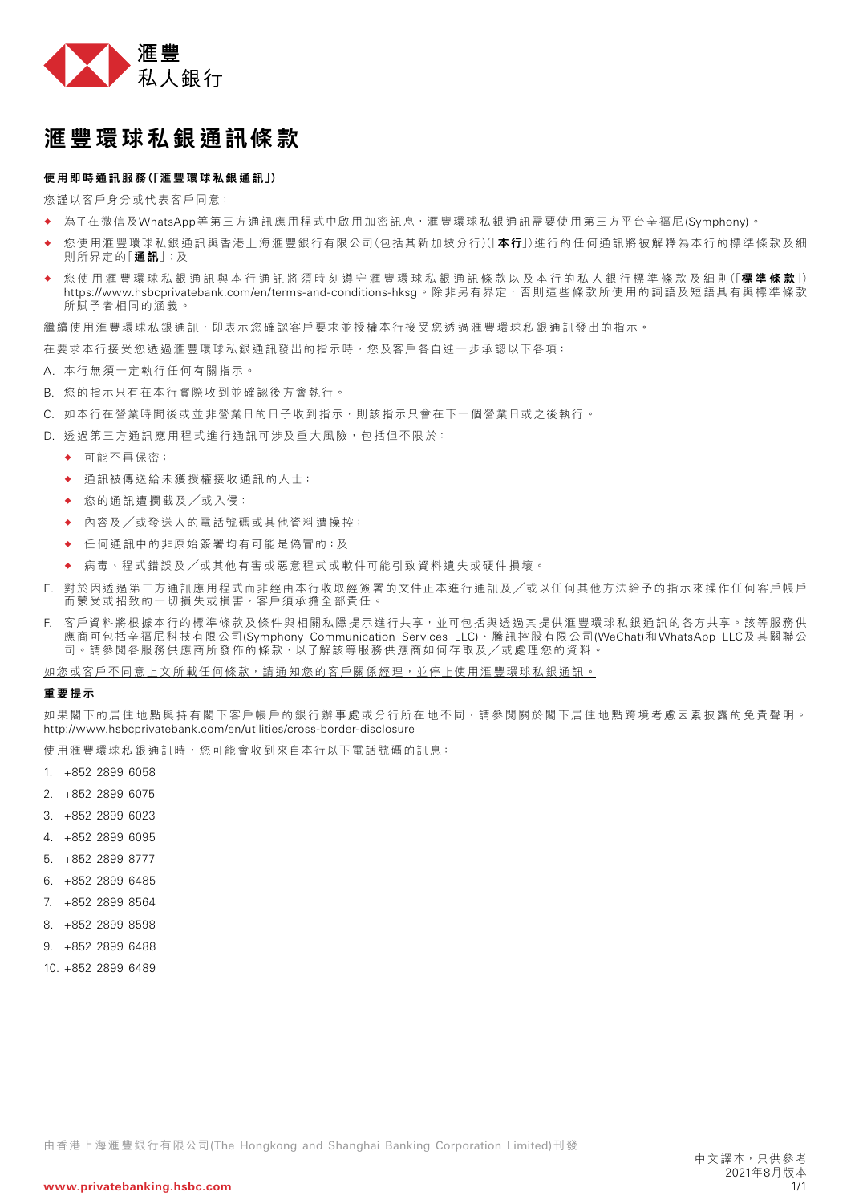滙豐
私人銀行

# 滙豐環球私銀通訊條款

**使用即時通訊服務(「滙豐環球私銀通訊」)**

您謹以客戶身分或代表客戶同意：

- 為了在微信及WhatsApp等第三方通訊應用程式中啟用加密訊息，滙豐環球私銀通訊需要使用第三方平台辛福尼(Symphony)。
- 您使用滙豐環球私銀通訊與香港上海滙豐銀行有限公司(包括其新加坡分行)(「**本行**」)進行的任何通訊將被解釋為本行的標準條款及細則所界定的「**通訊**」；及
- 您使用滙豐環球私銀通訊與本行通訊將須時刻遵守滙豐環球私銀通訊條款以及本行的私人銀行標準條款及細則(「**標準條款**」) https://www.hsbcprivatebank.com/en/terms-and-conditions-hksg。除非另有界定，否則這些條款所使用的詞語及短語具有與標準條款所賦予者相同的涵義。

繼續使用滙豐環球私銀通訊，即表示您確認客戶要求並授權本行接受您透過滙豐環球私銀通訊發出的指示。

在要求本行接受您透過滙豐環球私銀通訊發出的指示時，您及客戶各自進一步承認以下各項：

A. 本行無須一定執行任何有關指示。

B. 您的指示只有在本行實際收到並確認後方會執行。

C. 如本行在營業時間後或並非營業日的日子收到指示，則該指示只會在下一個營業日或之後執行。

D. 透過第三方通訊應用程式進行通訊可涉及重大風險，包括但不限於：
   - 可能不再保密；
   - 通訊被傳送給未獲授權接收通訊的人士；
   - 您的通訊遭攔截及／或入侵；
   - 內容及／或發送人的電話號碼或其他資料遭操控；
   - 任何通訊中的非原始簽署均有可能是偽冒的；及
   - 病毒、程式錯誤及／或其他有害或惡意程式或軟件可能引致資料遺失或硬件損壞。

E. 對於因透過第三方通訊應用程式而非經由本行收取經簽署的文件正本進行通訊及／或以任何其他方法給予的指示來操作任何客戶帳戶而蒙受或招致的一切損失或損害，客戶須承擔全部責任。

F. 客戶資料將根據本行的標準條款及條件與相關私隱提示進行共享，並可包括與透過其提供滙豐環球私銀通訊的各方共享。該等服務供應商可包括辛福尼科技有限公司(Symphony Communication Services LLC)、騰訊控股有限公司(WeChat)和WhatsApp LLC及其關聯公司。請參閱各服務供應商所發佈的條款，以了解該等服務供應商如何存取及／或處理您的資料。

<u>如您或客戶不同意上文所載任何條款，請通知您的客戶關係經理，並停止使用滙豐環球私銀通訊。</u>

**重要提示**

如果閣下的居住地點與持有閣下客戶帳戶的銀行辦事處或分行所在地不同，請參閱關於閣下居住地點跨境考慮因素披露的免責聲明。http://www.hsbcprivatebank.com/en/utilities/cross-border-disclosure

使用滙豐環球私銀通訊時，您可能會收到來自本行以下電話號碼的訊息：

1. +852 2899 6058
2. +852 2899 6075
3. +852 2899 6023
4. +852 2899 6095
5. +852 2899 8777
6. +852 2899 6485
7. +852 2899 8564
8. +852 2899 8598
9. +852 2899 6488
10. +852 2899 6489

由香港上海滙豐銀行有限公司(The Hongkong and Shanghai Banking Corporation Limited)刊發

中文譯本，只供參考
2021年8月版本

www.privatebanking.hsbc.com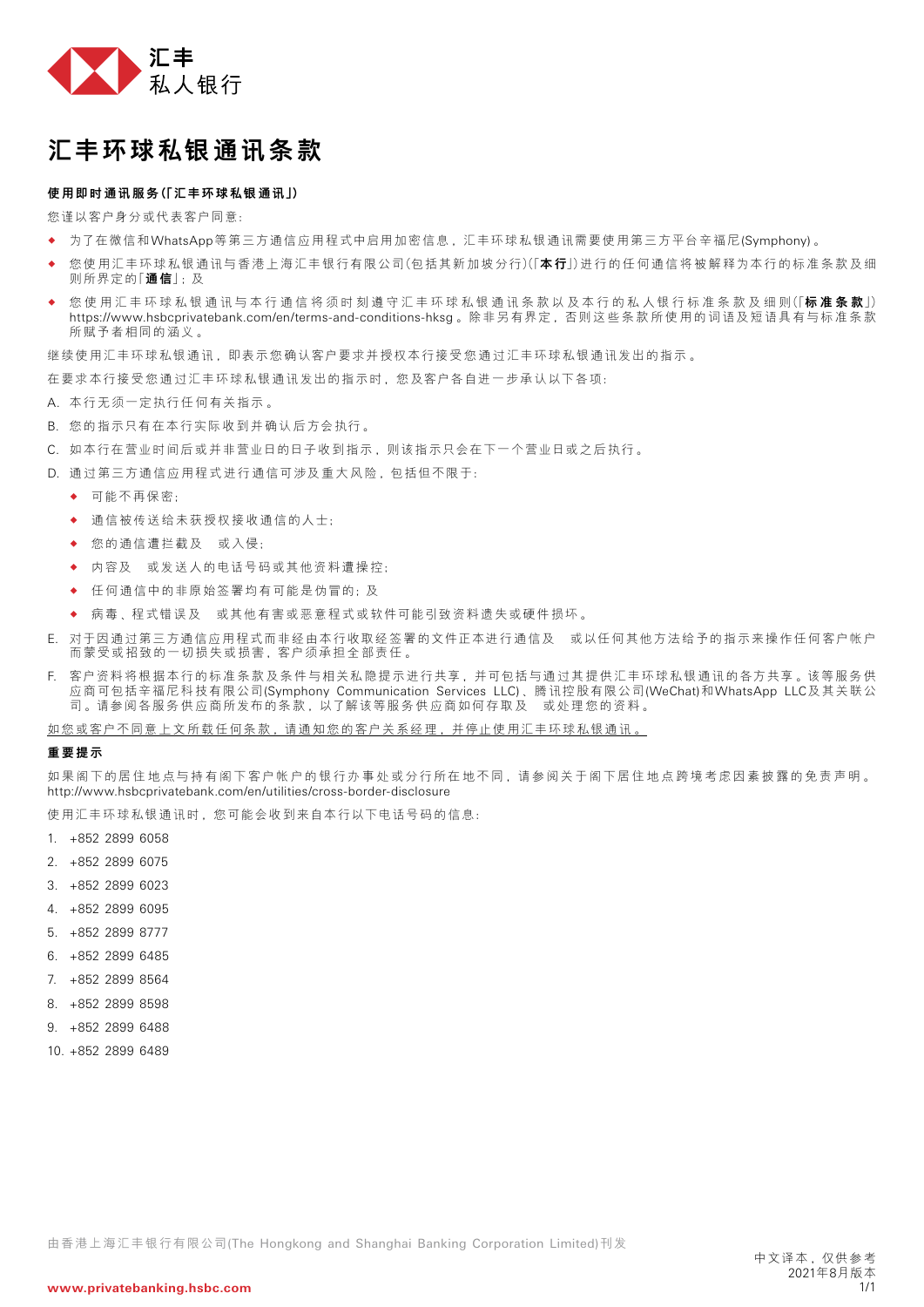汇丰
私人银行

# 汇丰环球私银通讯条款

**使用即时通讯服务(「汇丰环球私银通讯」)**

您谨以客户身分或代表客户同意：

- 为了在微信和WhatsApp等第三方通信应用程式中启用加密信息，汇丰环球私银通讯需要使用第三方平台辛福尼(Symphony)。
- 您使用汇丰环球私银通讯与香港上海汇丰银行有限公司(包括其新加坡分行)(「**本行**」)进行的任何通信将被解释为本行的标准条款及细则所界定的「**通信**」；及
- 您使用汇丰环球私银通讯与本行通信将须时刻遵守汇丰环球私银通讯条款以及本行的私人银行标准条款及细则(「**标准条款**」) https://www.hsbcprivatebank.com/en/terms-and-conditions-hksg。除非另有界定，否则这些条款所使用的词语及短语具有与标准条款所赋予者相同的涵义。

继续使用汇丰环球私银通讯，即表示您确认客户要求并授权本行接受您通过汇丰环球私银通讯发出的指示。

在要求本行接受您通过汇丰环球私银通讯发出的指示时，您及客户各自进一步承认以下各项：

A. 本行无须一定执行任何有关指示。

B. 您的指示只有在本行实际收到并确认后方会执行。

C. 如本行在营业时间后或并非营业日的日子收到指示，则该指示只会在下一个营业日或之后执行。

D. 通过第三方通信应用程式进行通信可涉及重大风险，包括但不限于：

- 可能不再保密；
- 通信被传送给未获授权接收通信的人士；
- 您的通信遭拦截及 或入侵；
- 内容及 或发送人的电话号码或其他资料遭操控；
- 任何通信中的非原始签署均有可能是伪冒的；及
- 病毒、程式错误及 或其他有害或恶意程式或软件可能引致资料遗失或硬件损坏。

E. 对于因通过第三方通信应用程式而非经由本行收取经签署的文件正本进行通信及 或以任何其他方法给予的指示来操作任何客户帐户而蒙受或招致的一切损失或损害，客户须承担全部责任。

F. 客户资料将根据本行的标准条款及条件与相关私隐提示进行共享，并可包括与通过其提供汇丰环球私银通讯的各方共享。该等服务供应商可包括辛福尼科技有限公司(Symphony Communication Services LLC)、腾讯控股有限公司(WeChat)和WhatsApp LLC及其关联公司。请参阅各服务供应商所发布的条款，以了解该等服务供应商如何存取及 或处理您的资料。

如您或客户不同意上文所载任何条款，请通知您的客户关系经理，并停止使用汇丰环球私银通讯。

**重要提示**

如果阁下的居住地点与持有阁下客户帐户的银行办事处或分行所在地不同，请参阅关于阁下居住地点跨境考虑因素披露的免责声明。http://www.hsbcprivatebank.com/en/utilities/cross-border-disclosure

使用汇丰环球私银通讯时，您可能会收到来自本行以下电话号码的信息：

1. +852 2899 6058
2. +852 2899 6075
3. +852 2899 6023
4. +852 2899 6095
5. +852 2899 8777
6. +852 2899 6485
7. +852 2899 8564
8. +852 2899 8598
9. +852 2899 6488
10. +852 2899 6489

由香港上海汇丰银行有限公司(The Hongkong and Shanghai Banking Corporation Limited)刊发

中文译本，仅供参考
2021年8月版本

www.privatebanking.hsbc.com